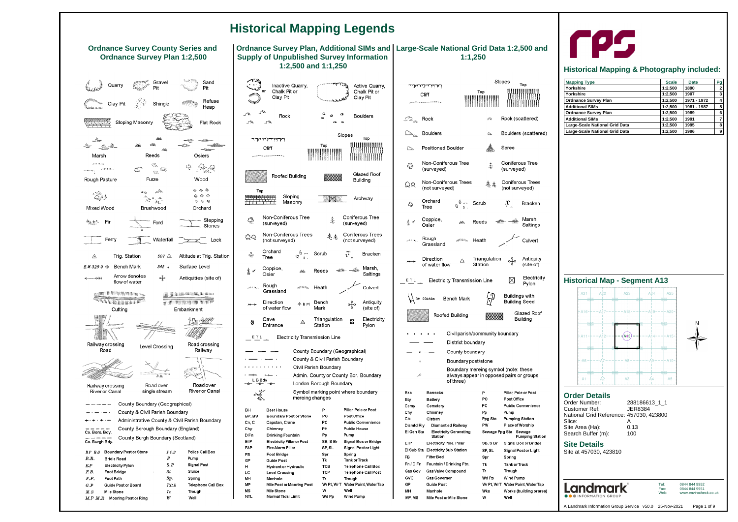# Historical Mapping Legends

## Ordnance Survey County Series and Ordnance Survey Plan 1:2,500

Quarry · Gravel Pit · Sand Pit

Clay Pit · Shingle · Refuse Heap

Sloping Masonry · Flat Rock

Marsh · Reeds · Osiers

Rough Pasture · Furze · Wood

Mixed Wood · Brushwood · Orchard

Fir · Ford · Stepping Stones

Ferry · Waterfall · Lock

Trig. Station · Altitude at Trig. Station

B.M.325·9 Bench Mark · 342 + Surface Level

Arrow denotes flow of water · Antiquities (site of)

Cutting · Embankment

Railway crossing Road · Level Crossing · Road crossing Railway

Railway crossing River or Canal · Road over single stream · Road over River or Canal

- County Boundary (Geographical)
- County & Civil Parish Boundary
- Administrative County & Civil Parish Boundary
- Co. Boro. Bdy. — County Borough Boundary (England)
- Co. Burgh Bdy. — County Burgh Boundary (Scotland)

| Abbr. | Meaning | Abbr. | Meaning |
|---|---|---|---|
| BP BS | Boundary Post or Stone | P.C.B | Police Call Box |
| B.R. | Bridle Road | P | Pump |
| E.P | Electricity Pylon | S.P | Signal Post |
| F.B. | Foot Bridge | Sl. | Sluice |
| F.P. | Foot Path | Sp. | Spring |
| G.P | Guide Post or Board | T.C.B | Telephone Call Box |
| M.S | Mile Stone | Tr. | Trough |
| M.P M.R | Mooring Post or Ring | W | Well |

## Ordnance Survey Plan, Additional SIMs and Supply of Unpublished Survey Information 1:2,500 and 1:1,250

Inactive Quarry, Chalk Pit or Clay Pit · Active Quarry, Chalk Pit or Clay Pit

Rock · Boulders

Cliff · Slopes (Top)

Roofed Building · Glazed Roof Building

Sloping Masonry (Top) · Archway

Non-Coniferous Tree (surveyed) · Coniferous Tree (surveyed)

Non-Coniferous Trees (not surveyed) · Coniferous Trees (not surveyed)

Orchard Tree · Scrub · Bracken

Coppice, Osier · Reeds · Marsh, Saltings

Rough Grassland · Heath · Culvert

Direction of water flow · B M Bench Mark · Antiquity (site of)

Cave Entrance · Triangulation Station · Electricity Pylon

E T L — Electricity Transmission Line

- County Boundary (Geographical)
- County & Civil Parish Boundary
- Civil Parish Boundary
- Admin. County or County Bor. Boundary
- L B Bdy — London Borough Boundary
- Symbol marking point where boundary mereing changes

| Abbr. | Meaning | Abbr. | Meaning |
|---|---|---|---|
| BH | Beer House | P | Pillar, Pole or Post |
| BP, BS | Boundary Post or Stone | PO | Post Office |
| Cn, C | Capstan, Crane | PC | Public Convenience |
| Chy | Chimney | PH | Public House |
| D Fn | Drinking Fountain | Pp | Pump |
| El P | Electricity Pillar or Post | SB, S Br | Signal Box or Bridge |
| FAP | Fire Alarm Pillar | SP, SL | Signal Post or Light |
| FB | Foot Bridge | Spr | Spring |
| GP | Guide Post | Tk | Tank or Track |
| H | Hydrant or Hydraulic | TCB | Telephone Call Box |
| LC | Level Crossing | TCP | Telephone Call Post |
| MH | Manhole | Tr | Trough |
| MP | Mile Post or Mooring Post | Wr Pt, Wr T | Water Point, Water Tap |
| MS | Mile Stone | W | Well |
| NTL | Normal Tidal Limit | Wd Pp | Wind Pump |

## Large-Scale National Grid Data 1:2,500 and 1:1,250

Cliff · Slopes (Top)

Rock · Rock (scattered)

Boulders · Boulders (scattered)

Positioned Boulder · Scree

Non-Coniferous Tree (surveyed) · Coniferous Tree (surveyed)

Non-Coniferous Trees (not surveyed) · Coniferous Trees (not surveyed)

Orchard Tree · Scrub · Bracken

Coppice, Osier · Reeds · Marsh, Saltings

Rough Grassland · Heath · Culvert

Direction of water flow · Triangulation Station · Antiquity (site of)

E T L — Electricity Transmission Line · Electricity Pylon

BM 23.60m Bench Mark · Buildings with Building Seed

Roofed Building · Glazed Roof Building

- Civil parish/community boundary
- District boundary
- County boundary
- Boundary post/stone
- Boundary mereing symbol (note: these always appear in opposed pairs or groups of three)

| Abbr. | Meaning | Abbr. | Meaning |
|---|---|---|---|
| Bks | Barracks | P | Pillar, Pole or Post |
| Bty | Battery | PO | Post Office |
| Cemy | Cemetery | PC | Public Convenience |
| Chy | Chimney | Pp | Pump |
| Cis | Cistern | Ppg Sta | Pumping Station |
| Dismtd Rly | Dismantled Railway | PW | Place of Worship |
| El Gen Sta | Electricity Generating Station | Sewage Ppg Sta | Sewage Pumping Station |
| El P | Electricity Pole, Pillar | SB, S Br | Signal Box or Bridge |
| El Sub Sta | Electricity Sub Station | SP, SL | Signal Post or Light |
| FB | Filter Bed | Spr | Spring |
| Fn / D Fn | Fountain / Drinking Ftn. | Tk | Tank or Track |
| Gas Gov | Gas Valve Compound | Tr | Trough |
| GVC | Gas Governer | Wd Pp | Wind Pump |
| GP | Guide Post | Wr Pt, Wr T | Water Point, Water Tap |
| MH | Manhole | Wks | Works (building or area) |
| MP, MS | Mile Post or Mile Stone | W | Well |

## Historical Mapping & Photography included:

| Mapping Type | Scale | Date | Pg |
|---|---|---|---|
| Yorkshire | 1:2,500 | 1890 | 2 |
| Yorkshire | 1:2,500 | 1907 | 3 |
| Ordnance Survey Plan | 1:2,500 | 1971 - 1972 | 4 |
| Additional SIMs | 1:2,500 | 1981 - 1987 | 5 |
| Ordnance Survey Plan | 1:2,500 | 1989 | 6 |
| Additional SIMs | 1:2,500 | 1991 | 7 |
| Large-Scale National Grid Data | 1:2,500 | 1995 | 8 |
| Large-Scale National Grid Data | 1:2,500 | 1996 | 9 |

## Historical Map - Segment A13

| A21 | A22 | A23 | A24 | A25 |
|---|---|---|---|---|
| A16 | A17 | A18 | A19 | A20 |
| A11 | A12 | A13 | A14 | A15 |
| A6 | A7 | A8 | A9 | A10 |
| A1 | A2 | A3 | A4 | A5 |

## Order Details

Order Number: 288186613_1_1
Customer Ref: JER8384
National Grid Reference: 457030, 423800
Slice: A
Site Area (Ha): 0.13
Search Buffer (m): 100

## Site Details

Site at 457030, 423810

Landmark INFORMATION GROUP

Tel: 0844 844 9952
Fax: 0844 844 9951
Web: www.envirocheck.co.uk

A Landmark Information Group Service v50.0 25-Nov-2021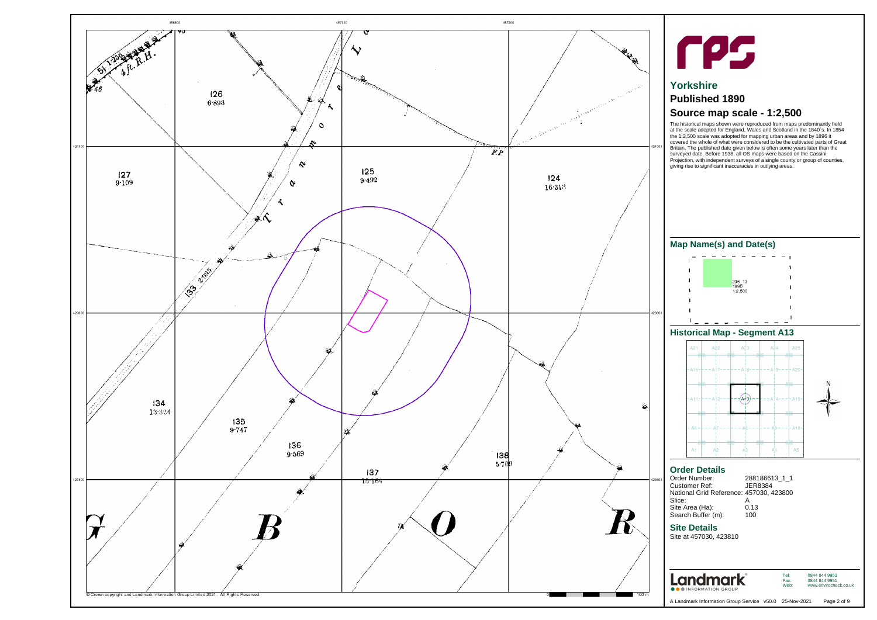# rps

## Yorkshire

## Published 1890

## Source map scale - 1:2,500

The historical maps shown were reproduced from maps predominantly held at the scale adopted for England, Wales and Scotland in the 1840's. In 1854 the 1:2,500 scale was adopted for mapping urban areas and by 1896 it covered the whole of what were considered to be the cultivated parts of Great Britain. The published date given below is often some years later than the surveyed date. Before 1938, all OS maps were based on the Cassini Projection, with independent surveys of a single county or group of counties, giving rise to significant inaccuracies in outlying areas.

## Map Name(s) and Date(s)

236_13
1890
1:2,500

## Historical Map - Segment A13

## Order Details

| | |
|---|---|
| Order Number: | 288186613_1_1 |
| Customer Ref: | JER8384 |
| National Grid Reference: | 457030, 423800 |
| Slice: | A |
| Site Area (Ha): | 0.13 |
| Search Buffer (m): | 100 |

## Site Details

Site at 457030, 423810

Landmark INFORMATION GROUP

Tel: 0844 844 9952
Fax: 0844 844 9951
Web: www.envirocheck.co.uk

A Landmark Information Group Service v50.0 25-Nov-2021

© Crown copyright and Landmark Information Group Limited 2021. All Rights Reserved.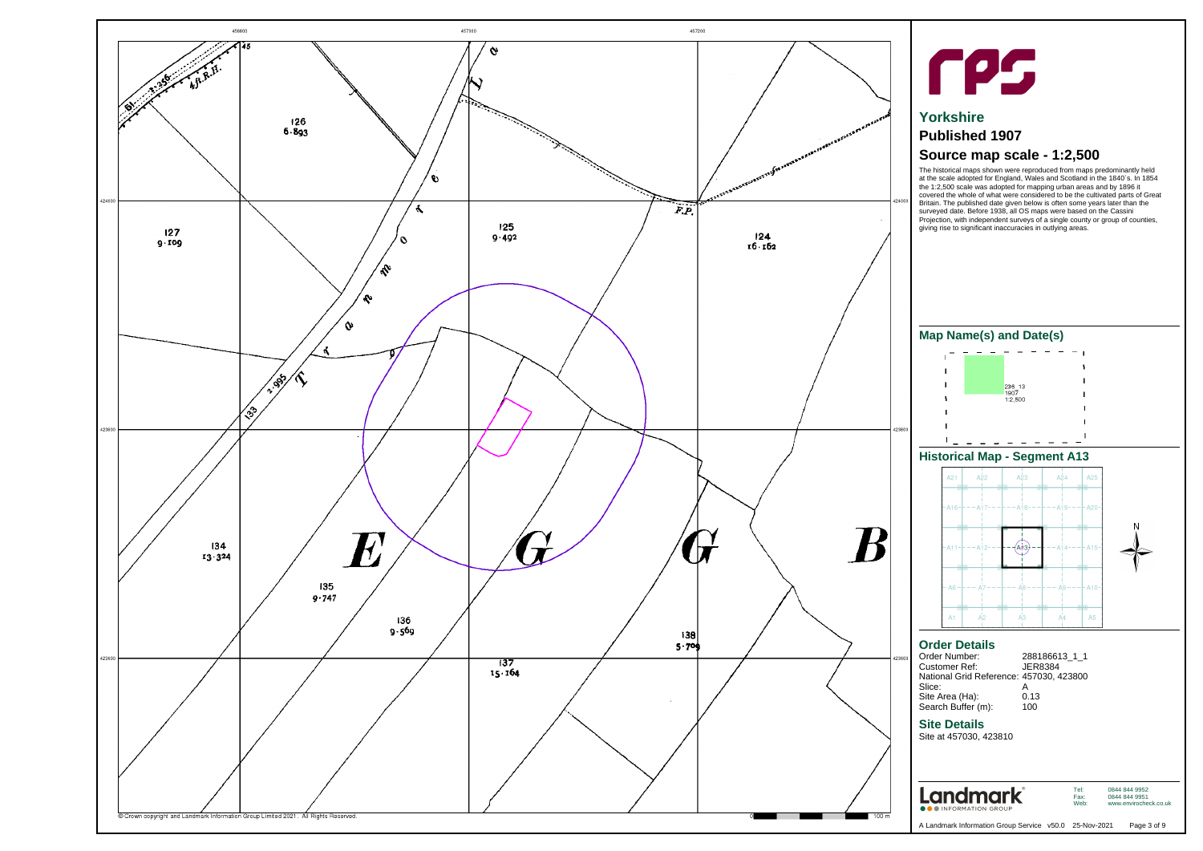# rps

## Yorkshire

## Published 1907

## Source map scale - 1:2,500

The historical maps shown were reproduced from maps predominantly held at the scale adopted for England, Wales and Scotland in the 1840`s. In 1854 the 1:2,500 scale was adopted for mapping urban areas and by 1896 it covered the whole of what were considered to be the cultivated parts of Great Britain. The published date given below is often some years later than the surveyed date. Before 1938, all OS maps were based on the Cassini Projection, with independent surveys of a single county or group of counties, giving rise to significant inaccuracies in outlying areas.

## Map Name(s) and Date(s)

236_13
1907
1:2,500

## Historical Map - Segment A13

## Order Details

Order Number: 288186613_1_1
Customer Ref: JER8384
National Grid Reference: 457030, 423800
Slice: A
Site Area (Ha): 0.13
Search Buffer (m): 100

## Site Details

Site at 457030, 423810

Landmark INFORMATION GROUP

Tel: 0844 844 9952
Fax: 0844 844 9951
Web: www.envirocheck.co.uk

A Landmark Information Group Service v50.0 25-Nov-2021

© Crown copyright and Landmark Information Group Limited 2021. All Rights Reserved.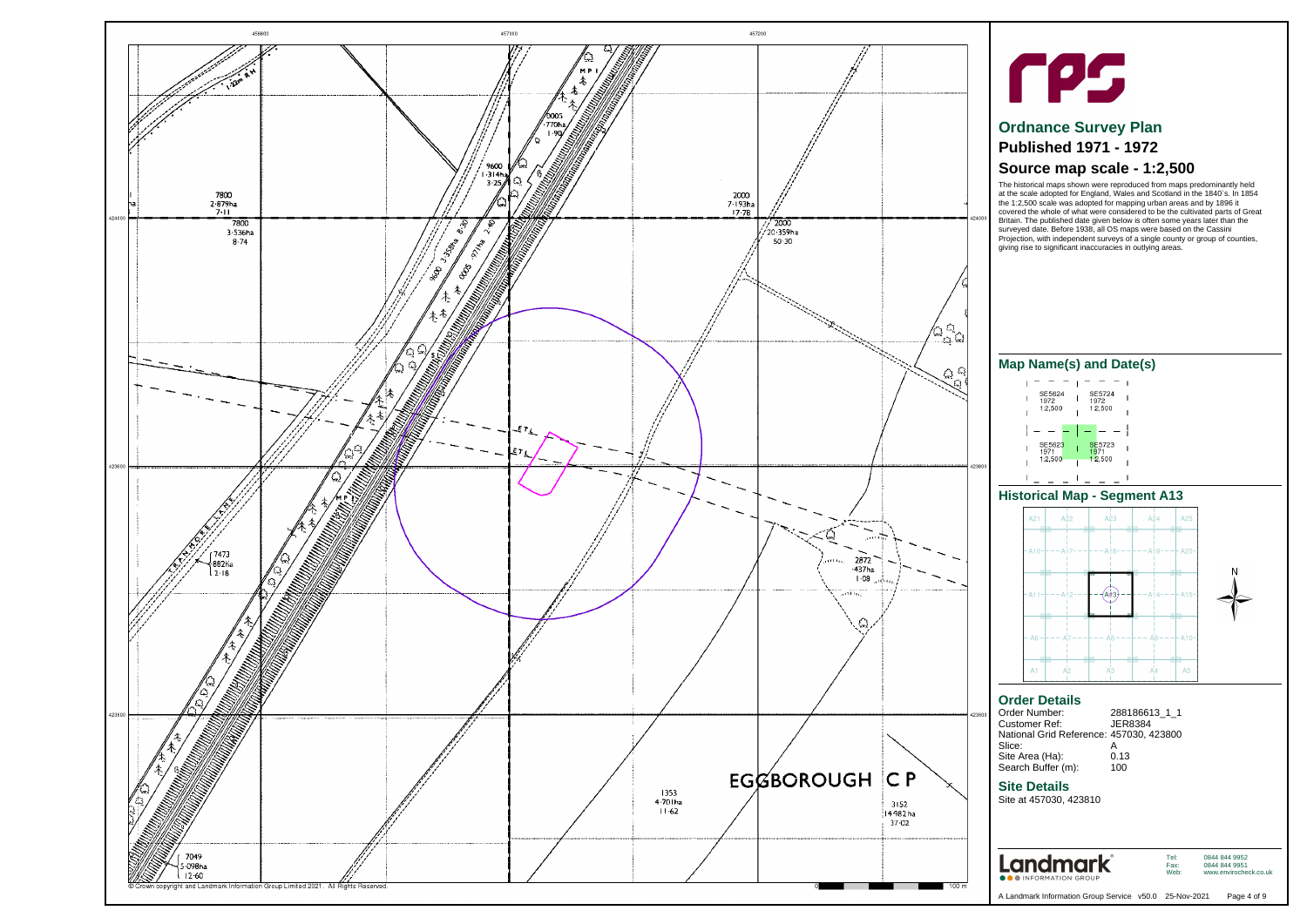# rps

## Ordnance Survey Plan

## Published 1971 - 1972

## Source map scale - 1:2,500

The historical maps shown were reproduced from maps predominantly held at the scale adopted for England, Wales and Scotland in the 1840's. In 1854 the 1:2,500 scale was adopted for mapping urban areas and by 1896 it covered the whole of what were considered to be the cultivated parts of Great Britain. The published date given below is often some years later than the surveyed date. Before 1938, all OS maps were based on the Cassini Projection, with independent surveys of a single county or group of counties, giving rise to significant inaccuracies in outlying areas.

## Map Name(s) and Date(s)

| | |
|---|---|
| SE5624 1972 1:2,500 | SE5724 1972 1:2,500 |
| SE5623 1971 1:2,500 | SE5723 1971 1:2,500 |

## Historical Map - Segment A13

| | | | | |
|---|---|---|---|---|
| A21 | A22 | A23 | A24 | A25 |
| A16 | A17 | A18 | A19 | A20 |
| A11 | A12 | A13 | A14 | A15 |
| A6 | A7 | A8 | A9 | A10 |
| A1 | A2 | A3 | A4 | A5 |

## Order Details

- Order Number: 288186613_1_1
- Customer Ref: JER8384
- National Grid Reference: 457030, 423800
- Slice: A
- Site Area (Ha): 0.13
- Search Buffer (m): 100

## Site Details

Site at 457030, 423810

Landmark INFORMATION GROUP

Tel: 0844 844 9952
Fax: 0844 844 9951
Web: www.envirocheck.co.uk

A Landmark Information Group Service v50.0 25-Nov-2021

© Crown copyright and Landmark Information Group Limited 2021. All Rights Reserved.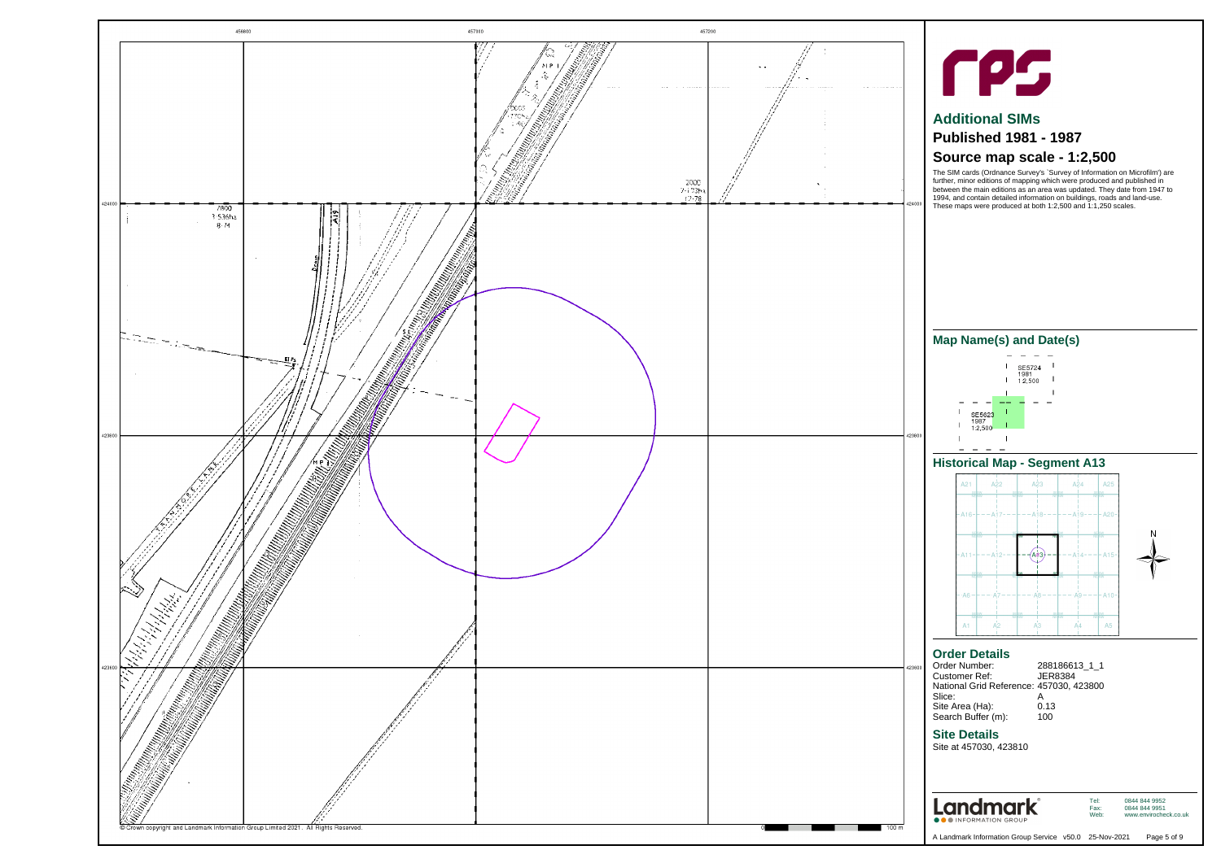rps

# Additional SIMs

## Published 1981 - 1987

## Source map scale - 1:2,500

The SIM cards (Ordnance Survey's `Survey of Information on Microfilm') are further, minor editions of mapping which were produced and published in between the main editions as an area was updated. They date from 1947 to 1994, and contain detailed information on buildings, roads and land-use. These maps were produced at both 1:2,500 and 1:1,250 scales.

## Map Name(s) and Date(s)

SE5724
1981
1:2,500

SE5623
1987
1:2,500

## Historical Map - Segment A13

## Order Details

Order Number: 288186613_1_1
Customer Ref: JER8384
National Grid Reference: 457030, 423800
Slice: A
Site Area (Ha): 0.13
Search Buffer (m): 100

## Site Details

Site at 457030, 423810

Landmark INFORMATION GROUP

Tel: 0844 844 9952
Fax: 0844 844 9951
Web: www.envirocheck.co.uk

A Landmark Information Group Service v50.0 25-Nov-2021

© Crown copyright and Landmark Information Group Limited 2021. All Rights Reserved.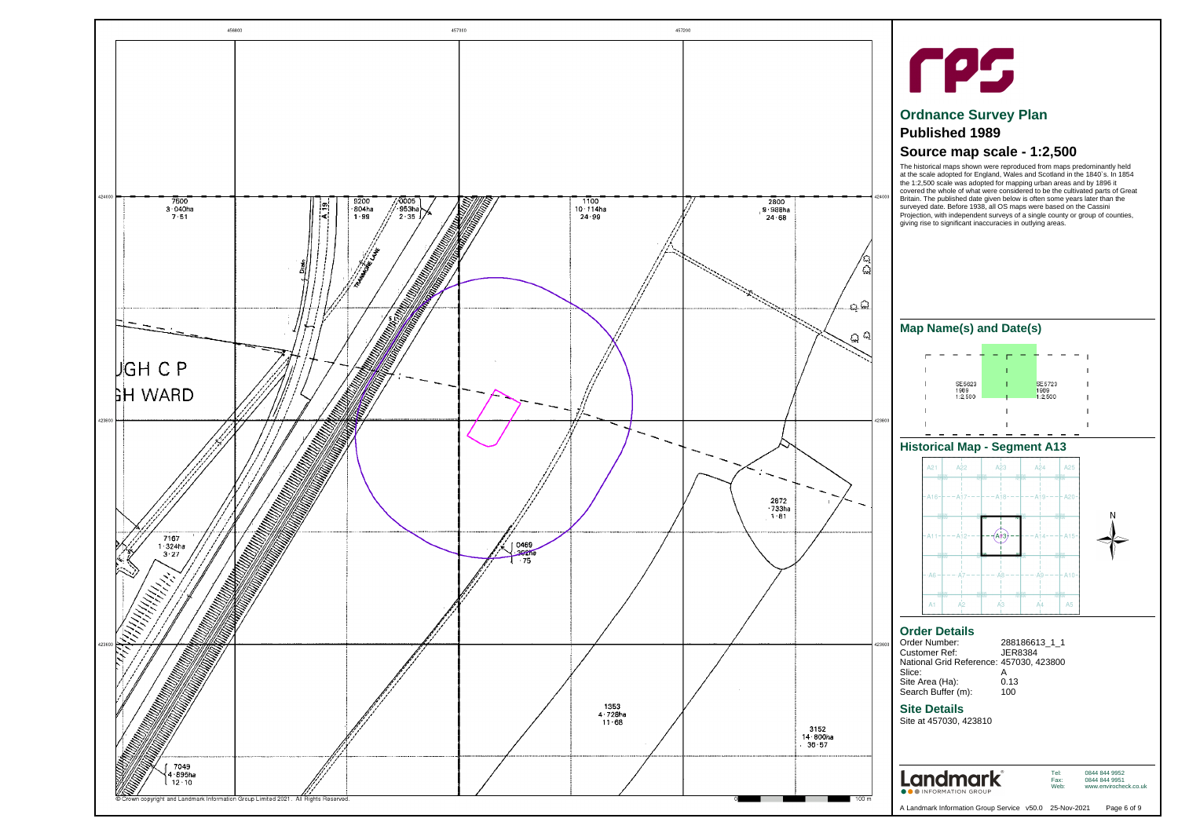# rps

## Ordnance Survey Plan

## Published 1989

## Source map scale - 1:2,500

The historical maps shown were reproduced from maps predominantly held at the scale adopted for England, Wales and Scotland in the 1840`s. In 1854 the 1:2,500 scale was adopted for mapping urban areas and by 1896 it covered the whole of what were considered to be the cultivated parts of Great Britain. The published date given below is often some years later than the surveyed date. Before 1938, all OS maps were based on the Cassini Projection, with independent surveys of a single county or group of counties, giving rise to significant inaccuracies in outlying areas.

## Map Name(s) and Date(s)

SE5623 1989 1:2,500

SE5723 1989 1:2,500

## Historical Map - Segment A13

| A21 | A22 | A23 | A24 | A25 |
|---|---|---|---|---|
| A16 | A17 | A18 | A19 | A20 |
| A11 | A12 | A13 | A14 | A15 |
| A6 | A7 | A8 | A9 | A10 |
| A1 | A2 | A3 | A4 | A5 |

## Order Details

Order Number: 288186613_1_1
Customer Ref: JER8384
National Grid Reference: 457030, 423800
Slice: A
Site Area (Ha): 0.13
Search Buffer (m): 100

## Site Details

Site at 457030, 423810

Landmark INFORMATION GROUP

Tel: 0844 844 9952
Fax: 0844 844 9951
Web: www.envirocheck.co.uk

A Landmark Information Group Service v50.0 25-Nov-2021

© Crown copyright and Landmark Information Group Limited 2021. All Rights Reserved.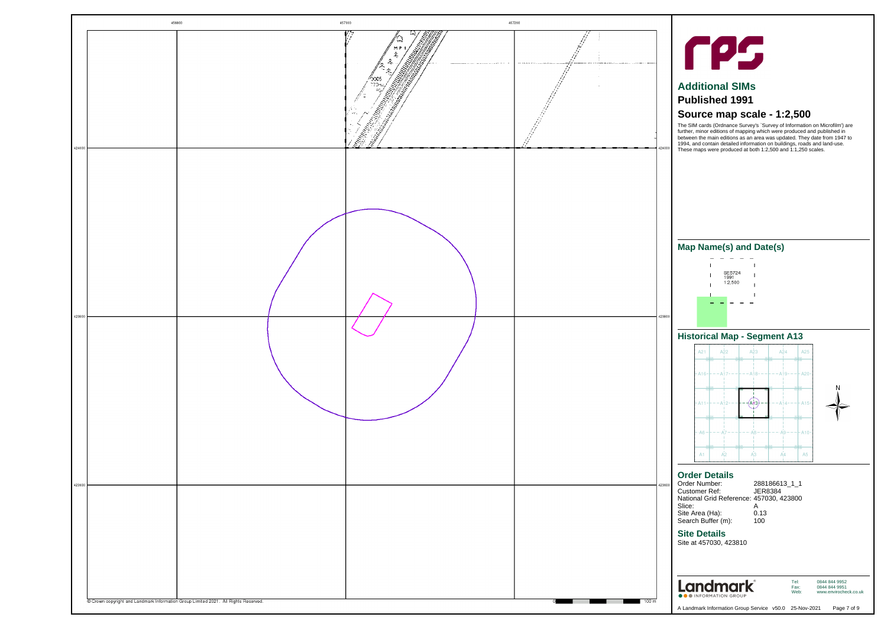# rps

## Additional SIMs

## Published 1991

## Source map scale - 1:2,500

The SIM cards (Ordnance Survey's `Survey of Information on Microfilm') are further, minor editions of mapping which were produced and published in between the main editions as an area was updated. They date from 1947 to 1994, and contain detailed information on buildings, roads and land-use. These maps were produced at both 1:2,500 and 1:1,250 scales.

## Map Name(s) and Date(s)

SE5724
1991
1:2,500

## Historical Map - Segment A13

## Order Details

Order Number: 288186613_1_1
Customer Ref: JER8384
National Grid Reference: 457030, 423800
Slice: A
Site Area (Ha): 0.13
Search Buffer (m): 100

## Site Details

Site at 457030, 423810

Landmark INFORMATION GROUP

Tel: 0844 844 9952
Fax: 0844 844 9951
Web: www.envirocheck.co.uk

A Landmark Information Group Service v50.0 25-Nov-2021

© Crown copyright and Landmark Information Group Limited 2021. All Rights Reserved.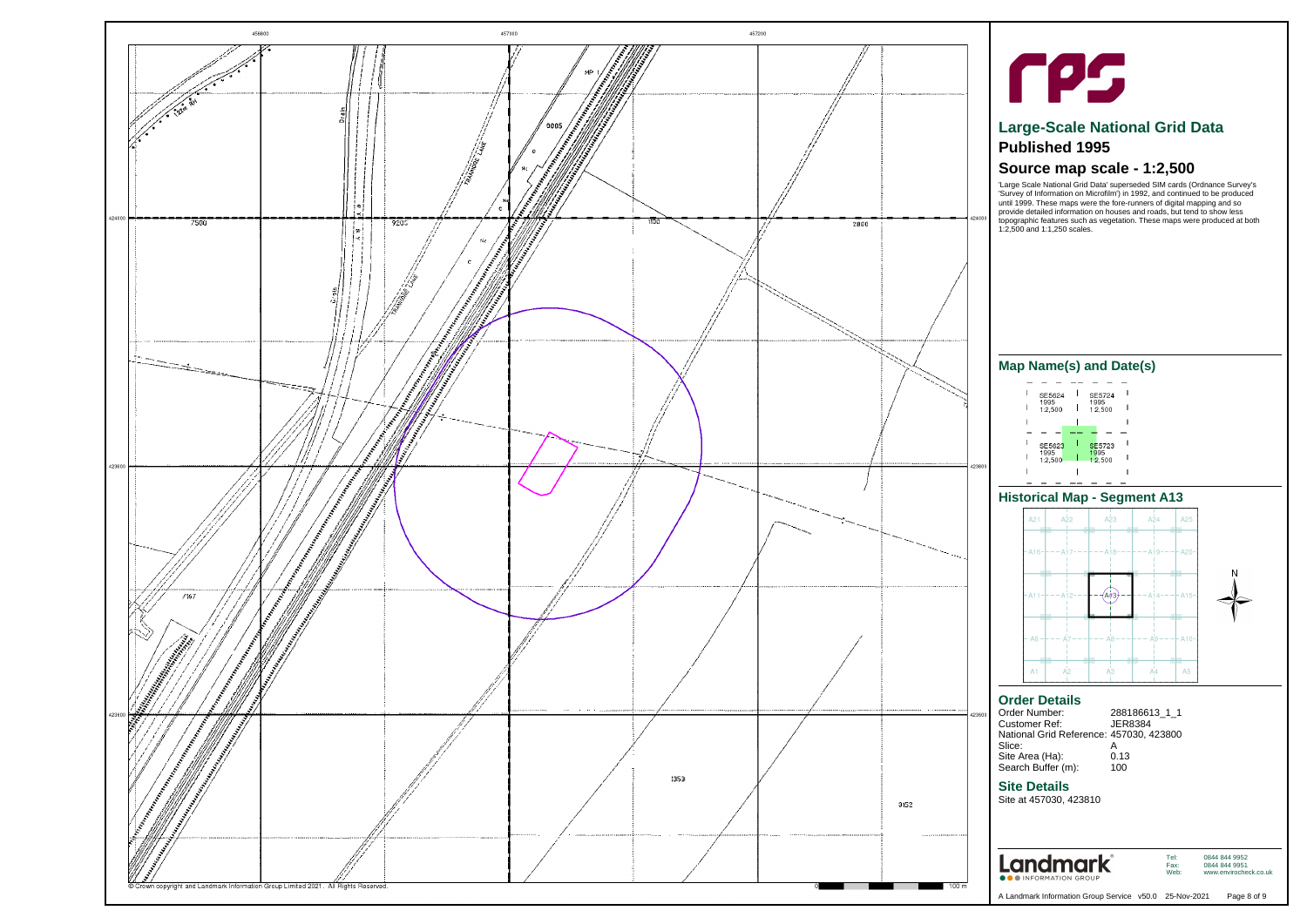rps

# Large-Scale National Grid Data

## Published 1995

## Source map scale - 1:2,500

'Large Scale National Grid Data' superseded SIM cards (Ordnance Survey's 'Survey of Information on Microfilm') in 1992, and continued to be produced until 1999. These maps were the fore-runners of digital mapping and so provide detailed information on houses and roads, but tend to show less topographic features such as vegetation. These maps were produced at both 1:2,500 and 1:1,250 scales.

## Map Name(s) and Date(s)

SE5624 1995 1:2,500
SE5724 1995 1:2,500
SE5623 1995 1:2,500
SE5723 1995 1:2,500

## Historical Map - Segment A13

## Order Details

Order Number: 288186613_1_1
Customer Ref: JER8384
National Grid Reference: 457030, 423800
Slice: A
Site Area (Ha): 0.13
Search Buffer (m): 100

## Site Details

Site at 457030, 423810

Landmark INFORMATION GROUP

Tel: 0844 844 9952
Fax: 0844 844 9951
Web: www.envirocheck.co.uk

A Landmark Information Group Service v50.0 25-Nov-2021

© Crown copyright and Landmark Information Group Limited 2021. All Rights Reserved.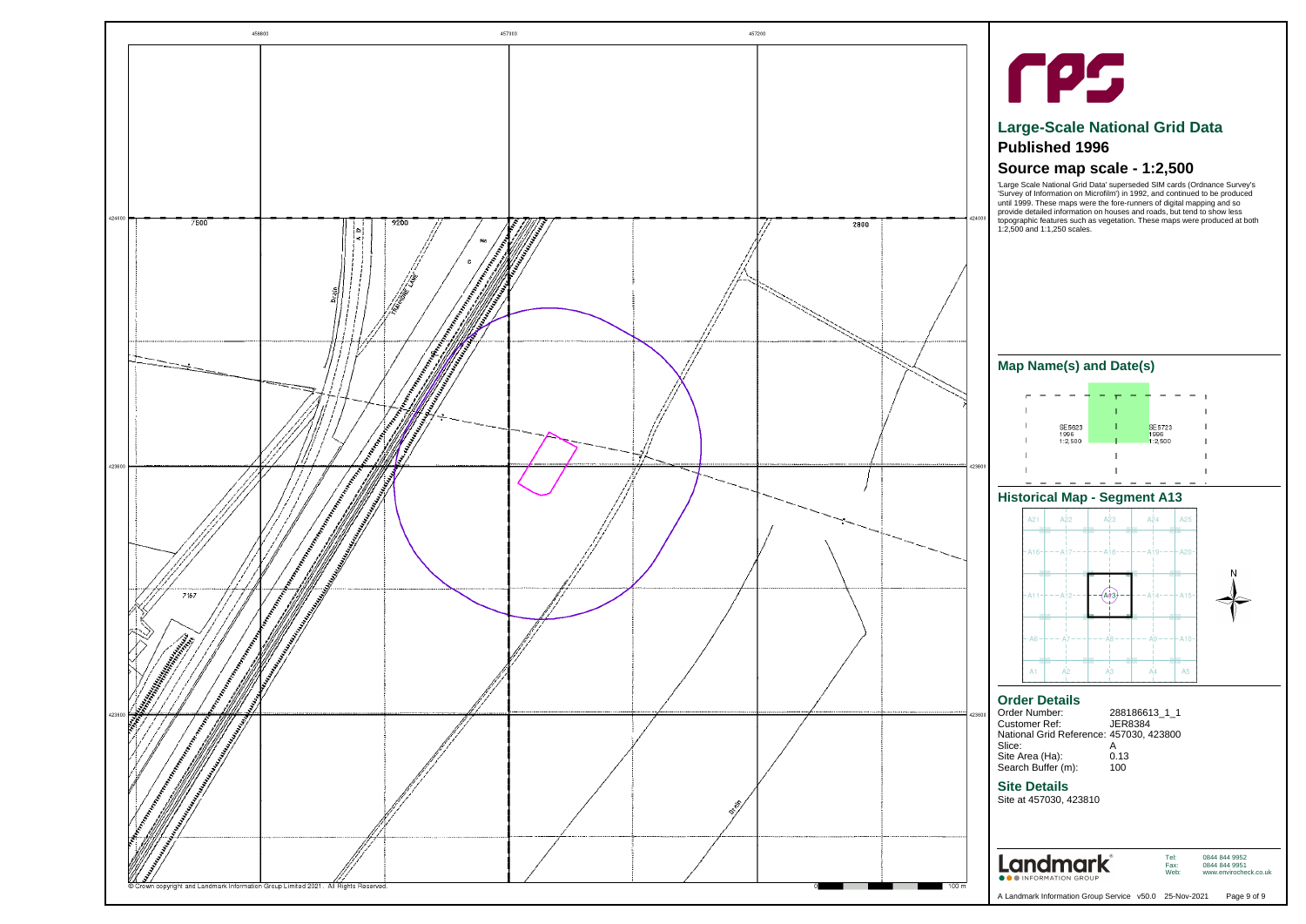456900 457000 457200

424000

7500

9200

2800

Drain

TRANSHIRE LANE

A 19

423900

7167

423800

Drain

© Crown copyright and Landmark Information Group Limited 2021. All Rights Reserved.

0 100 m

rps

## Large-Scale National Grid Data

## Published 1996

## Source map scale - 1:2,500

'Large Scale National Grid Data' superseded SIM cards (Ordnance Survey's 'Survey of Information on Microfilm') in 1992, and continued to be produced until 1999. These maps were the fore-runners of digital mapping and so provide detailed information on houses and roads, but tend to show less topographic features such as vegetation. These maps were produced at both 1:2,500 and 1:1,250 scales.

## Map Name(s) and Date(s)

SE5623
1996
1:2,500

SE5723
1996
1:2,500

## Historical Map - Segment A13

A21 A22 A23 A24 A25
A16 A17 A18 A19 A20
A11 A12 A13 A14 A15
A6 A7 A8 A9 A10
A1 A2 A3 A4 A5

N

## Order Details

Order Number: 288186613_1_1
Customer Ref: JER8384
National Grid Reference: 457030, 423800
Slice: A
Site Area (Ha): 0.13
Search Buffer (m): 100

## Site Details

Site at 457030, 423810

Landmark INFORMATION GROUP

Tel: 0844 844 9952
Fax: 0844 844 9951
Web: www.envirocheck.co.uk

A Landmark Information Group Service v50.0 25-Nov-2021